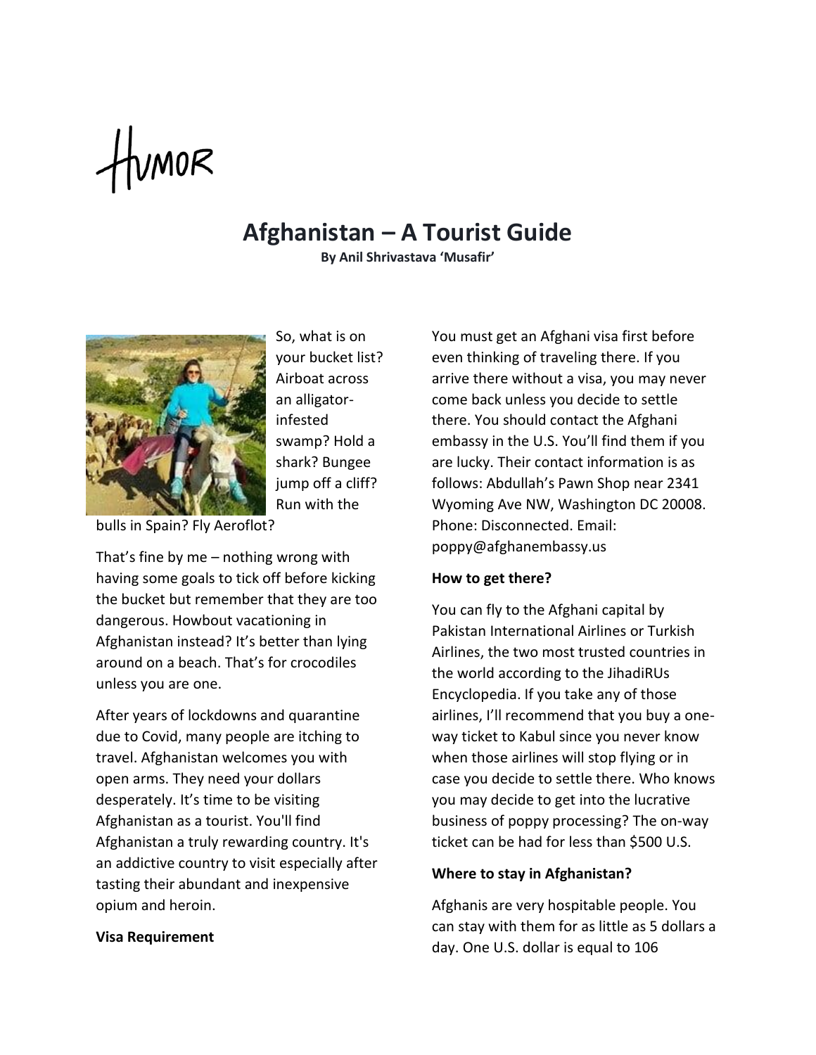Humor

# Afghanistan – A Tourist Guide

**By Anil Shrivastava 'Musafir'**

So, what is on your bucket list? Airboat across an alligator-infested swamp? Hold a shark? Bungee jump off a cliff? Run with the bulls in Spain? Fly Aeroflot?

That's fine by me – nothing wrong with having some goals to tick off before kicking the bucket but remember that they are too dangerous. Howbout vacationing in Afghanistan instead? It's better than lying around on a beach. That's for crocodiles unless you are one.

After years of lockdowns and quarantine due to Covid, many people are itching to travel. Afghanistan welcomes you with open arms. They need your dollars desperately. It's time to be visiting Afghanistan as a tourist. You'll find Afghanistan a truly rewarding country. It's an addictive country to visit especially after tasting their abundant and inexpensive opium and heroin.

**Visa Requirement**

You must get an Afghani visa first before even thinking of traveling there. If you arrive there without a visa, you may never come back unless you decide to settle there. You should contact the Afghani embassy in the U.S. You'll find them if you are lucky. Their contact information is as follows: Abdullah's Pawn Shop near 2341 Wyoming Ave NW, Washington DC 20008. Phone: Disconnected. Email: poppy@afghanembassy.us

**How to get there?**

You can fly to the Afghani capital by Pakistan International Airlines or Turkish Airlines, the two most trusted countries in the world according to the JihadiRUs Encyclopedia. If you take any of those airlines, I'll recommend that you buy a one-way ticket to Kabul since you never know when those airlines will stop flying or in case you decide to settle there. Who knows you may decide to get into the lucrative business of poppy processing? The on-way ticket can be had for less than $500 U.S.

**Where to stay in Afghanistan?**

Afghanis are very hospitable people. You can stay with them for as little as 5 dollars a day. One U.S. dollar is equal to 106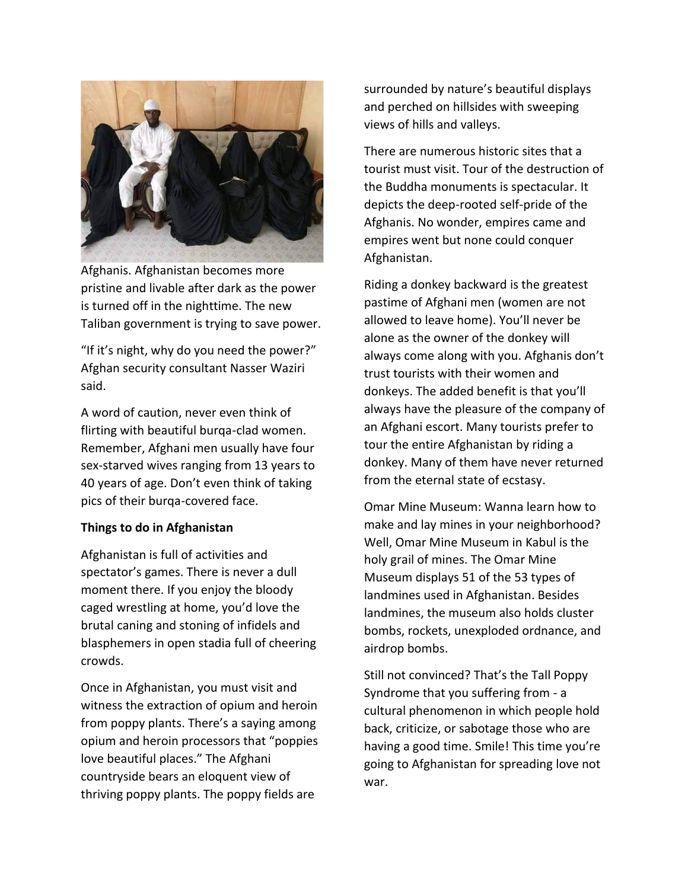Afghanis. Afghanistan becomes more pristine and livable after dark as the power is turned off in the nighttime. The new Taliban government is trying to save power.

"If it's night, why do you need the power?" Afghan security consultant Nasser Waziri said.

A word of caution, never even think of flirting with beautiful burqa-clad women. Remember, Afghani men usually have four sex-starved wives ranging from 13 years to 40 years of age. Don't even think of taking pics of their burqa-covered face.

**Things to do in Afghanistan**

Afghanistan is full of activities and spectator's games. There is never a dull moment there. If you enjoy the bloody caged wrestling at home, you'd love the brutal caning and stoning of infidels and blasphemers in open stadia full of cheering crowds.

Once in Afghanistan, you must visit and witness the extraction of opium and heroin from poppy plants. There's a saying among opium and heroin processors that "poppies love beautiful places." The Afghani countryside bears an eloquent view of thriving poppy plants. The poppy fields are surrounded by nature's beautiful displays and perched on hillsides with sweeping views of hills and valleys.

There are numerous historic sites that a tourist must visit. Tour of the destruction of the Buddha monuments is spectacular. It depicts the deep-rooted self-pride of the Afghanis. No wonder, empires came and empires went but none could conquer Afghanistan.

Riding a donkey backward is the greatest pastime of Afghani men (women are not allowed to leave home). You'll never be alone as the owner of the donkey will always come along with you. Afghanis don't trust tourists with their women and donkeys. The added benefit is that you'll always have the pleasure of the company of an Afghani escort. Many tourists prefer to tour the entire Afghanistan by riding a donkey. Many of them have never returned from the eternal state of ecstasy.

Omar Mine Museum: Wanna learn how to make and lay mines in your neighborhood? Well, Omar Mine Museum in Kabul is the holy grail of mines. The Omar Mine Museum displays 51 of the 53 types of landmines used in Afghanistan. Besides landmines, the museum also holds cluster bombs, rockets, unexploded ordnance, and airdrop bombs.

Still not convinced? That's the Tall Poppy Syndrome that you suffering from - a cultural phenomenon in which people hold back, criticize, or sabotage those who are having a good time. Smile! This time you're going to Afghanistan for spreading love not war.